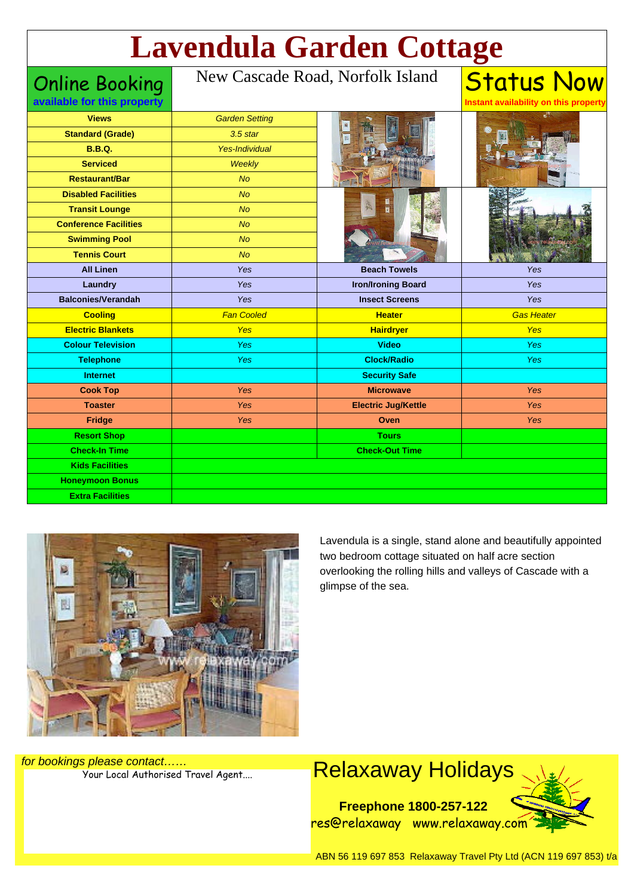# Lavendula Garden Cottage

**Online Booking**
**available for this property**

New Cascade Road, Norfolk Island

**Status Now**
**Instant availability on this property**

| Feature | Value |
|---|---|
| **Views** | *Garden Setting* |
| **Standard (Grade)** | *3.5 star* |
| **B.B.Q.** | *Yes-Individual* |
| **Serviced** | *Weekly* |
| **Restaurant/Bar** | *No* |
| **Disabled Facilities** | *No* |
| **Transit Lounge** | *No* |
| **Conference Facilities** | *No* |
| **Swimming Pool** | *No* |
| **Tennis Court** | *No* |

| Feature | Value | Feature | Value |
|---|---|---|---|
| **All Linen** | *Yes* | **Beach Towels** | *Yes* |
| **Laundry** | *Yes* | **Iron/Ironing Board** | *Yes* |
| **Balconies/Verandah** | *Yes* | **Insect Screens** | *Yes* |
| **Cooling** | *Fan Cooled* | **Heater** | *Gas Heater* |
| **Electric Blankets** | *Yes* | **Hairdryer** | *Yes* |
| **Colour Television** | *Yes* | **Video** | *Yes* |
| **Telephone** | *Yes* | **Clock/Radio** | *Yes* |
| **Internet** | | **Security Safe** | |
| **Cook Top** | *Yes* | **Microwave** | *Yes* |
| **Toaster** | *Yes* | **Electric Jug/Kettle** | *Yes* |
| **Fridge** | *Yes* | **Oven** | *Yes* |
| **Resort Shop** | | **Tours** | |
| **Check-In Time** | | **Check-Out Time** | |
| **Kids Facilities** | | | |
| **Honeymoon Bonus** | | | |
| **Extra Facilities** | | | |

Lavendula is a single, stand alone and beautifully appointed two bedroom cottage situated on half acre section overlooking the rolling hills and valleys of Cascade with a glimpse of the sea.

*for bookings please contact……*
Your Local Authorised Travel Agent....

## Relaxaway Holidays

**Freephone 1800-257-122**
res@relaxaway www.relaxaway.com

ABN 56 119 697 853 Relaxaway Travel Pty Ltd (ACN 119 697 853) t/a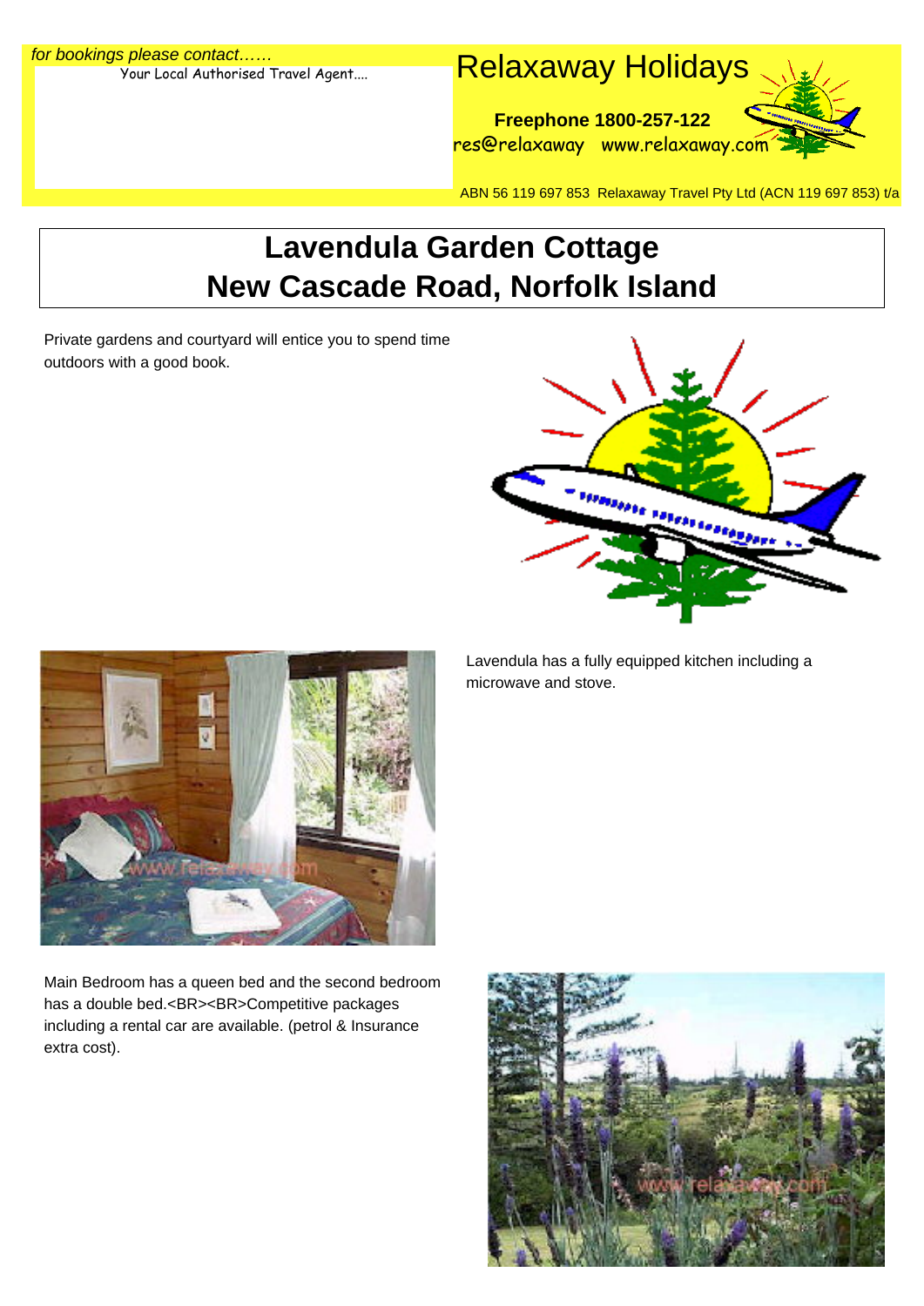*for bookings please contact……*

Your Local Authorised Travel Agent....

Relaxaway Holidays

**Freephone 1800-257-122**

res@relaxaway www.relaxaway.com

ABN 56 119 697 853 Relaxaway Travel Pty Ltd (ACN 119 697 853) t/a

# Lavendula Garden Cottage
# New Cascade Road, Norfolk Island

Private gardens and courtyard will entice you to spend time outdoors with a good book.

Lavendula has a fully equipped kitchen including a microwave and stove.

Main Bedroom has a queen bed and the second bedroom has a double bed.<BR><BR>Competitive packages including a rental car are available. (petrol & Insurance extra cost).